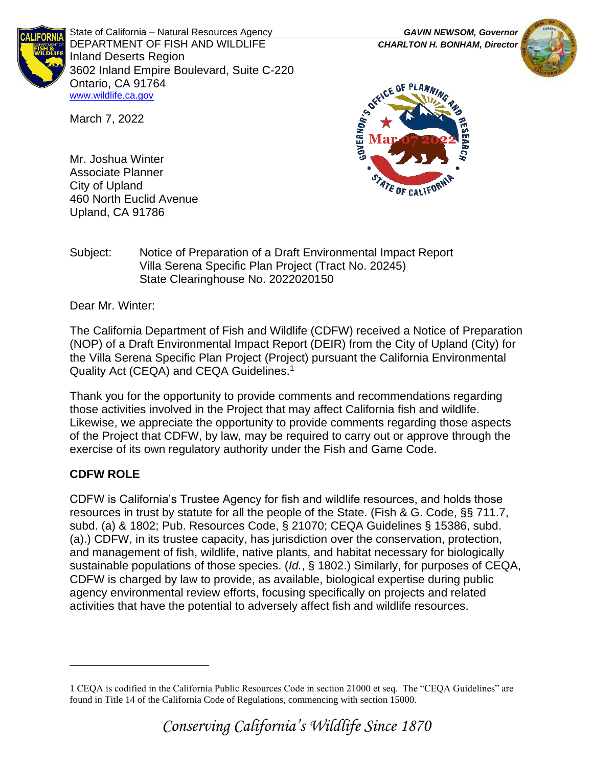State of California – Natural Resources Agency
DEPARTMENT OF FISH AND WILDLIFE
Inland Deserts Region
3602 Inland Empire Boulevard, Suite C-220
Ontario, CA 91764
www.wildlife.ca.gov

***GAVIN NEWSOM, Governor***
***CHARLTON H. BONHAM, Director***

Governor's Office of Planning and Research
Mar 07 2022
State of California

March 7, 2022

Mr. Joshua Winter
Associate Planner
City of Upland
460 North Euclid Avenue
Upland, CA 91786

Subject: Notice of Preparation of a Draft Environmental Impact Report
Villa Serena Specific Plan Project (Tract No. 20245)
State Clearinghouse No. 2022020150

Dear Mr. Winter:

The California Department of Fish and Wildlife (CDFW) received a Notice of Preparation (NOP) of a Draft Environmental Impact Report (DEIR) from the City of Upland (City) for the Villa Serena Specific Plan Project (Project) pursuant the California Environmental Quality Act (CEQA) and CEQA Guidelines.[1]

Thank you for the opportunity to provide comments and recommendations regarding those activities involved in the Project that may affect California fish and wildlife. Likewise, we appreciate the opportunity to provide comments regarding those aspects of the Project that CDFW, by law, may be required to carry out or approve through the exercise of its own regulatory authority under the Fish and Game Code.

## CDFW ROLE

CDFW is California's Trustee Agency for fish and wildlife resources, and holds those resources in trust by statute for all the people of the State. (Fish & G. Code, §§ 711.7, subd. (a) & 1802; Pub. Resources Code, § 21070; CEQA Guidelines § 15386, subd. (a).) CDFW, in its trustee capacity, has jurisdiction over the conservation, protection, and management of fish, wildlife, native plants, and habitat necessary for biologically sustainable populations of those species. (*Id.*, § 1802.) Similarly, for purposes of CEQA, CDFW is charged by law to provide, as available, biological expertise during public agency environmental review efforts, focusing specifically on projects and related activities that have the potential to adversely affect fish and wildlife resources.

---

1 CEQA is codified in the California Public Resources Code in section 21000 et seq. The "CEQA Guidelines" are found in Title 14 of the California Code of Regulations, commencing with section 15000.

*Conserving California's Wildlife Since 1870*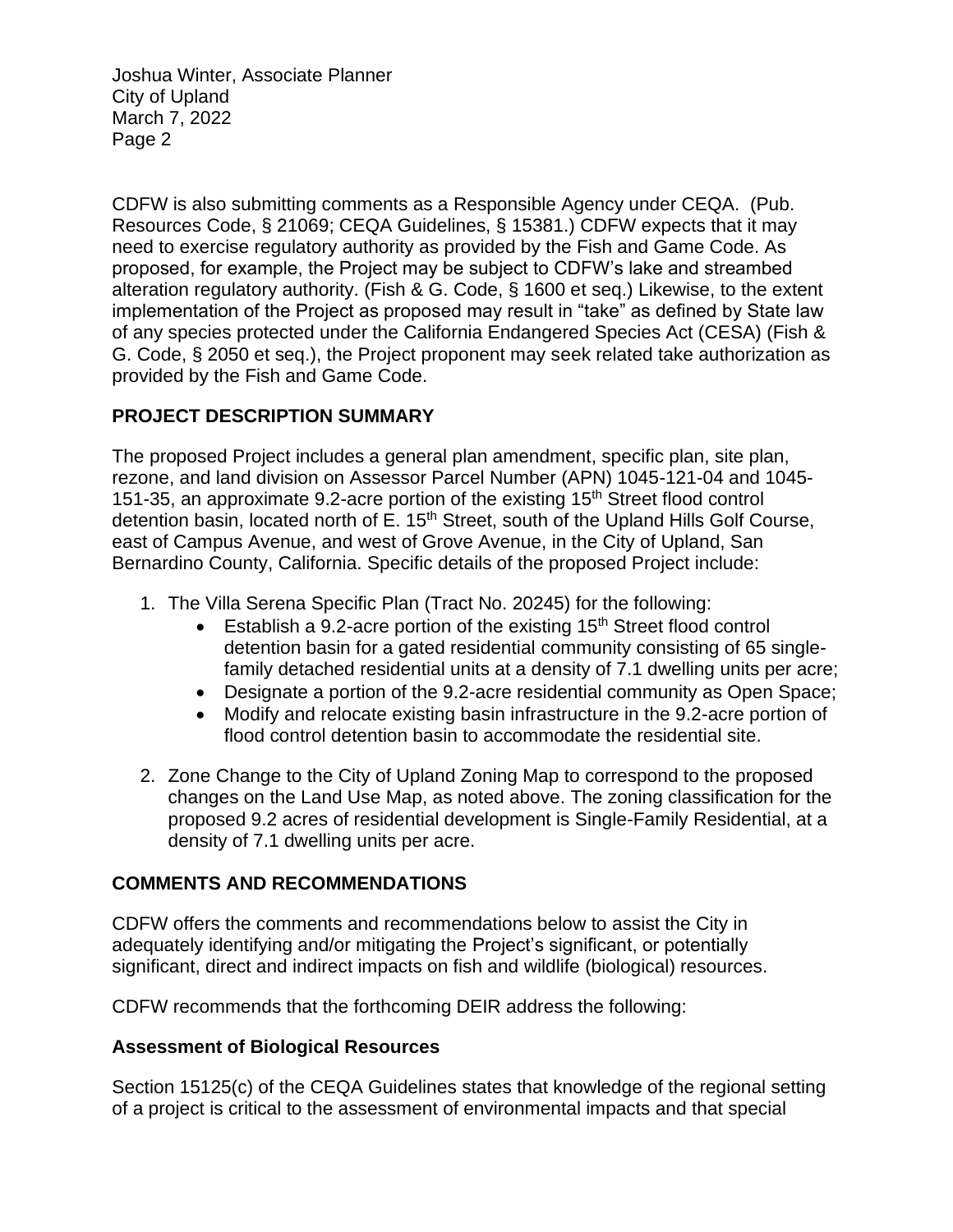CDFW is also submitting comments as a Responsible Agency under CEQA. (Pub. Resources Code, § 21069; CEQA Guidelines, § 15381.) CDFW expects that it may need to exercise regulatory authority as provided by the Fish and Game Code. As proposed, for example, the Project may be subject to CDFW's lake and streambed alteration regulatory authority. (Fish & G. Code, § 1600 et seq.) Likewise, to the extent implementation of the Project as proposed may result in "take" as defined by State law of any species protected under the California Endangered Species Act (CESA) (Fish & G. Code, § 2050 et seq.), the Project proponent may seek related take authorization as provided by the Fish and Game Code.

## PROJECT DESCRIPTION SUMMARY

The proposed Project includes a general plan amendment, specific plan, site plan, rezone, and land division on Assessor Parcel Number (APN) 1045-121-04 and 1045-151-35, an approximate 9.2-acre portion of the existing 15th Street flood control detention basin, located north of E. 15th Street, south of the Upland Hills Golf Course, east of Campus Avenue, and west of Grove Avenue, in the City of Upland, San Bernardino County, California. Specific details of the proposed Project include:

1. The Villa Serena Specific Plan (Tract No. 20245) for the following:
   - Establish a 9.2-acre portion of the existing 15th Street flood control detention basin for a gated residential community consisting of 65 single-family detached residential units at a density of 7.1 dwelling units per acre;
   - Designate a portion of the 9.2-acre residential community as Open Space;
   - Modify and relocate existing basin infrastructure in the 9.2-acre portion of flood control detention basin to accommodate the residential site.
2. Zone Change to the City of Upland Zoning Map to correspond to the proposed changes on the Land Use Map, as noted above. The zoning classification for the proposed 9.2 acres of residential development is Single-Family Residential, at a density of 7.1 dwelling units per acre.

## COMMENTS AND RECOMMENDATIONS

CDFW offers the comments and recommendations below to assist the City in adequately identifying and/or mitigating the Project's significant, or potentially significant, direct and indirect impacts on fish and wildlife (biological) resources.

CDFW recommends that the forthcoming DEIR address the following:

### Assessment of Biological Resources

Section 15125(c) of the CEQA Guidelines states that knowledge of the regional setting of a project is critical to the assessment of environmental impacts and that special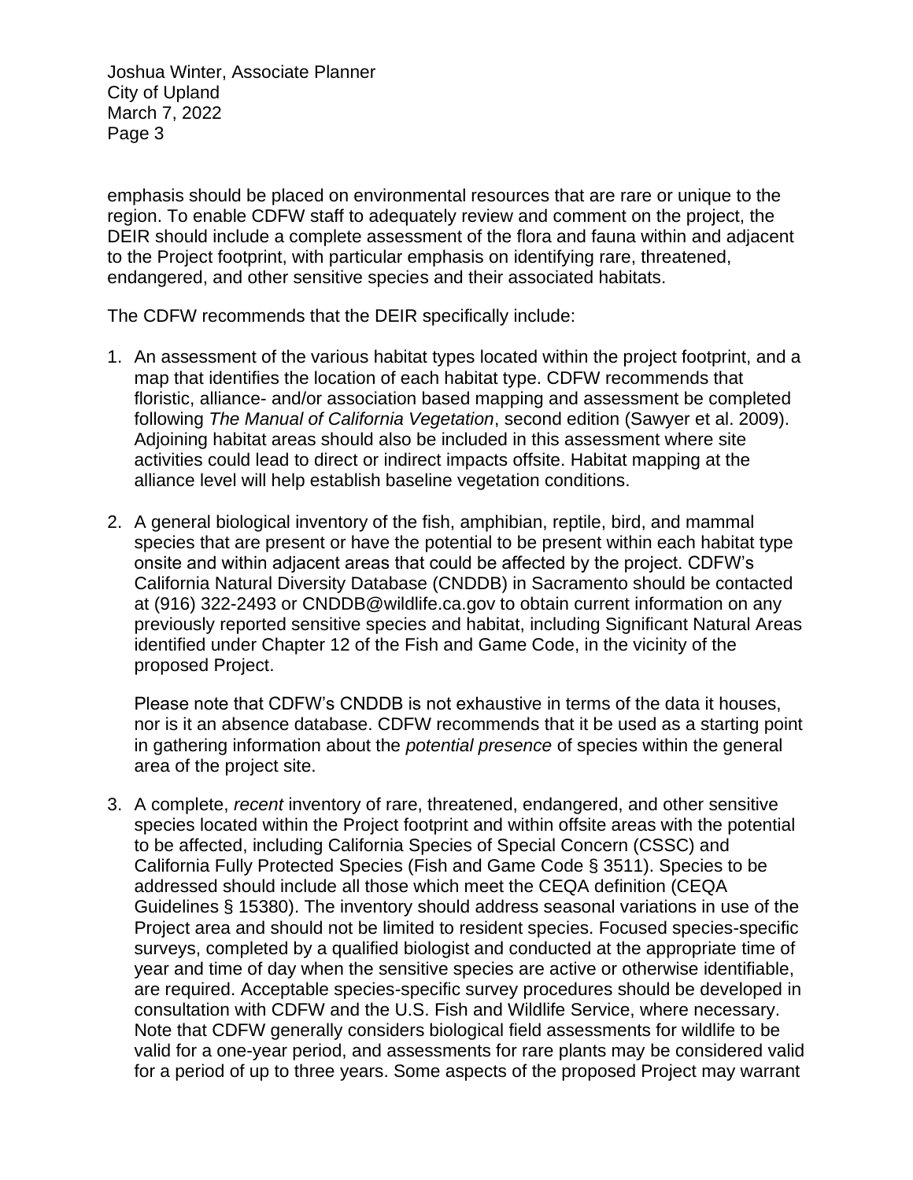emphasis should be placed on environmental resources that are rare or unique to the region. To enable CDFW staff to adequately review and comment on the project, the DEIR should include a complete assessment of the flora and fauna within and adjacent to the Project footprint, with particular emphasis on identifying rare, threatened, endangered, and other sensitive species and their associated habitats.

The CDFW recommends that the DEIR specifically include:

1. An assessment of the various habitat types located within the project footprint, and a map that identifies the location of each habitat type. CDFW recommends that floristic, alliance- and/or association based mapping and assessment be completed following *The Manual of California Vegetation*, second edition (Sawyer et al. 2009). Adjoining habitat areas should also be included in this assessment where site activities could lead to direct or indirect impacts offsite. Habitat mapping at the alliance level will help establish baseline vegetation conditions.

2. A general biological inventory of the fish, amphibian, reptile, bird, and mammal species that are present or have the potential to be present within each habitat type onsite and within adjacent areas that could be affected by the project. CDFW's California Natural Diversity Database (CNDDB) in Sacramento should be contacted at (916) 322-2493 or CNDDB@wildlife.ca.gov to obtain current information on any previously reported sensitive species and habitat, including Significant Natural Areas identified under Chapter 12 of the Fish and Game Code, in the vicinity of the proposed Project.

   Please note that CDFW's CNDDB is not exhaustive in terms of the data it houses, nor is it an absence database. CDFW recommends that it be used as a starting point in gathering information about the *potential presence* of species within the general area of the project site.

3. A complete, *recent* inventory of rare, threatened, endangered, and other sensitive species located within the Project footprint and within offsite areas with the potential to be affected, including California Species of Special Concern (CSSC) and California Fully Protected Species (Fish and Game Code § 3511). Species to be addressed should include all those which meet the CEQA definition (CEQA Guidelines § 15380). The inventory should address seasonal variations in use of the Project area and should not be limited to resident species. Focused species-specific surveys, completed by a qualified biologist and conducted at the appropriate time of year and time of day when the sensitive species are active or otherwise identifiable, are required. Acceptable species-specific survey procedures should be developed in consultation with CDFW and the U.S. Fish and Wildlife Service, where necessary. Note that CDFW generally considers biological field assessments for wildlife to be valid for a one-year period, and assessments for rare plants may be considered valid for a period of up to three years. Some aspects of the proposed Project may warrant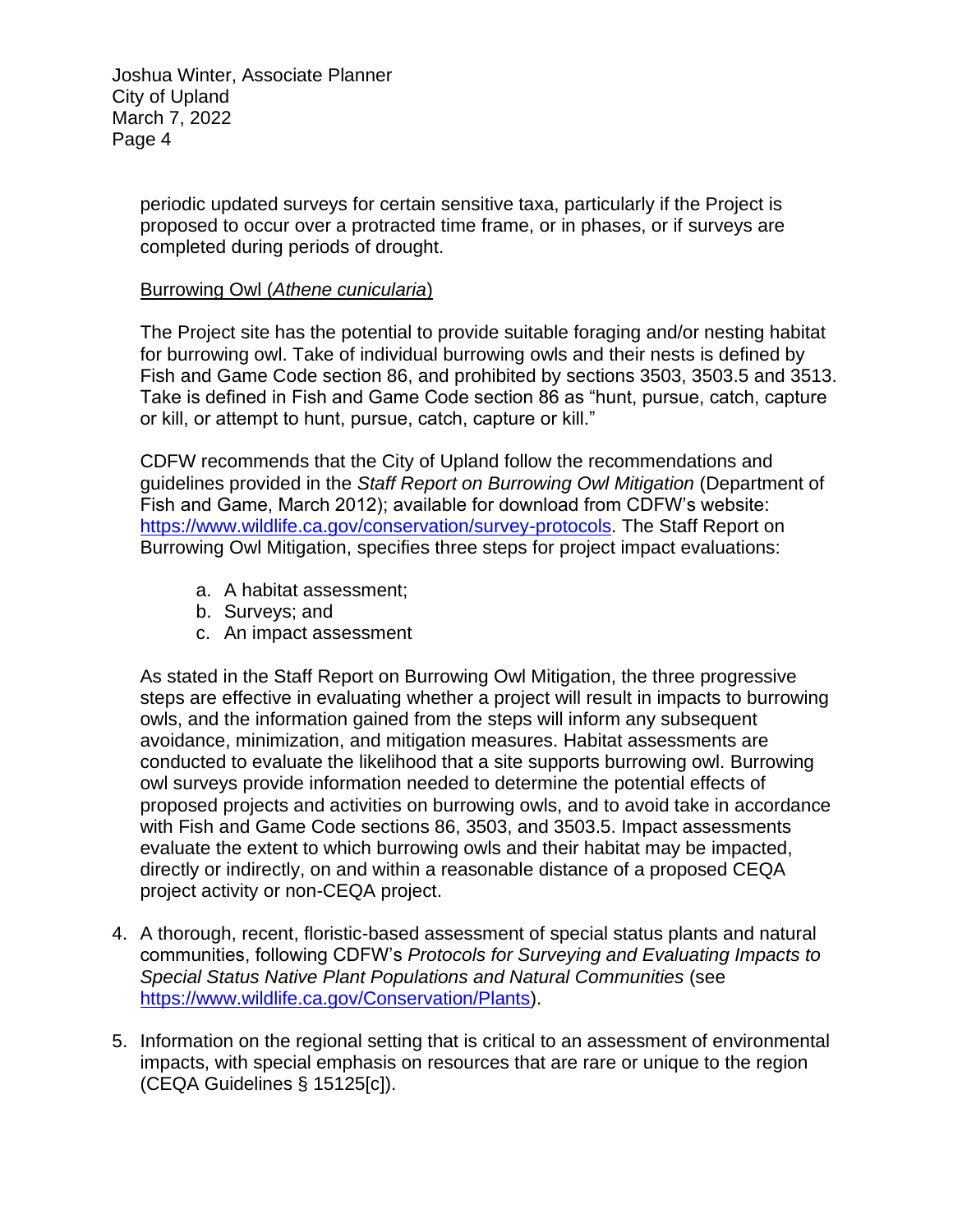periodic updated surveys for certain sensitive taxa, particularly if the Project is proposed to occur over a protracted time frame, or in phases, or if surveys are completed during periods of drought.

Burrowing Owl (*Athene cunicularia*)

The Project site has the potential to provide suitable foraging and/or nesting habitat for burrowing owl. Take of individual burrowing owls and their nests is defined by Fish and Game Code section 86, and prohibited by sections 3503, 3503.5 and 3513. Take is defined in Fish and Game Code section 86 as "hunt, pursue, catch, capture or kill, or attempt to hunt, pursue, catch, capture or kill."

CDFW recommends that the City of Upland follow the recommendations and guidelines provided in the *Staff Report on Burrowing Owl Mitigation* (Department of Fish and Game, March 2012); available for download from CDFW's website: https://www.wildlife.ca.gov/conservation/survey-protocols. The Staff Report on Burrowing Owl Mitigation, specifies three steps for project impact evaluations:

a. A habitat assessment;
b. Surveys; and
c. An impact assessment

As stated in the Staff Report on Burrowing Owl Mitigation, the three progressive steps are effective in evaluating whether a project will result in impacts to burrowing owls, and the information gained from the steps will inform any subsequent avoidance, minimization, and mitigation measures. Habitat assessments are conducted to evaluate the likelihood that a site supports burrowing owl. Burrowing owl surveys provide information needed to determine the potential effects of proposed projects and activities on burrowing owls, and to avoid take in accordance with Fish and Game Code sections 86, 3503, and 3503.5. Impact assessments evaluate the extent to which burrowing owls and their habitat may be impacted, directly or indirectly, on and within a reasonable distance of a proposed CEQA project activity or non-CEQA project.

4. A thorough, recent, floristic-based assessment of special status plants and natural communities, following CDFW's *Protocols for Surveying and Evaluating Impacts to Special Status Native Plant Populations and Natural Communities* (see https://www.wildlife.ca.gov/Conservation/Plants).

5. Information on the regional setting that is critical to an assessment of environmental impacts, with special emphasis on resources that are rare or unique to the region (CEQA Guidelines § 15125[c]).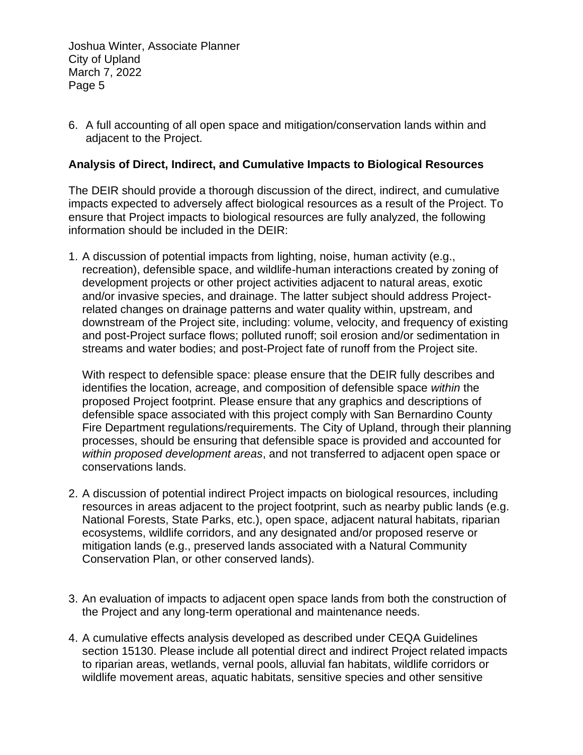6. A full accounting of all open space and mitigation/conservation lands within and adjacent to the Project.

**Analysis of Direct, Indirect, and Cumulative Impacts to Biological Resources**

The DEIR should provide a thorough discussion of the direct, indirect, and cumulative impacts expected to adversely affect biological resources as a result of the Project. To ensure that Project impacts to biological resources are fully analyzed, the following information should be included in the DEIR:

1. A discussion of potential impacts from lighting, noise, human activity (e.g., recreation), defensible space, and wildlife-human interactions created by zoning of development projects or other project activities adjacent to natural areas, exotic and/or invasive species, and drainage. The latter subject should address Project-related changes on drainage patterns and water quality within, upstream, and downstream of the Project site, including: volume, velocity, and frequency of existing and post-Project surface flows; polluted runoff; soil erosion and/or sedimentation in streams and water bodies; and post-Project fate of runoff from the Project site.

   With respect to defensible space: please ensure that the DEIR fully describes and identifies the location, acreage, and composition of defensible space *within* the proposed Project footprint. Please ensure that any graphics and descriptions of defensible space associated with this project comply with San Bernardino County Fire Department regulations/requirements. The City of Upland, through their planning processes, should be ensuring that defensible space is provided and accounted for *within proposed development areas*, and not transferred to adjacent open space or conservations lands.

2. A discussion of potential indirect Project impacts on biological resources, including resources in areas adjacent to the project footprint, such as nearby public lands (e.g. National Forests, State Parks, etc.), open space, adjacent natural habitats, riparian ecosystems, wildlife corridors, and any designated and/or proposed reserve or mitigation lands (e.g., preserved lands associated with a Natural Community Conservation Plan, or other conserved lands).

3. An evaluation of impacts to adjacent open space lands from both the construction of the Project and any long-term operational and maintenance needs.

4. A cumulative effects analysis developed as described under CEQA Guidelines section 15130. Please include all potential direct and indirect Project related impacts to riparian areas, wetlands, vernal pools, alluvial fan habitats, wildlife corridors or wildlife movement areas, aquatic habitats, sensitive species and other sensitive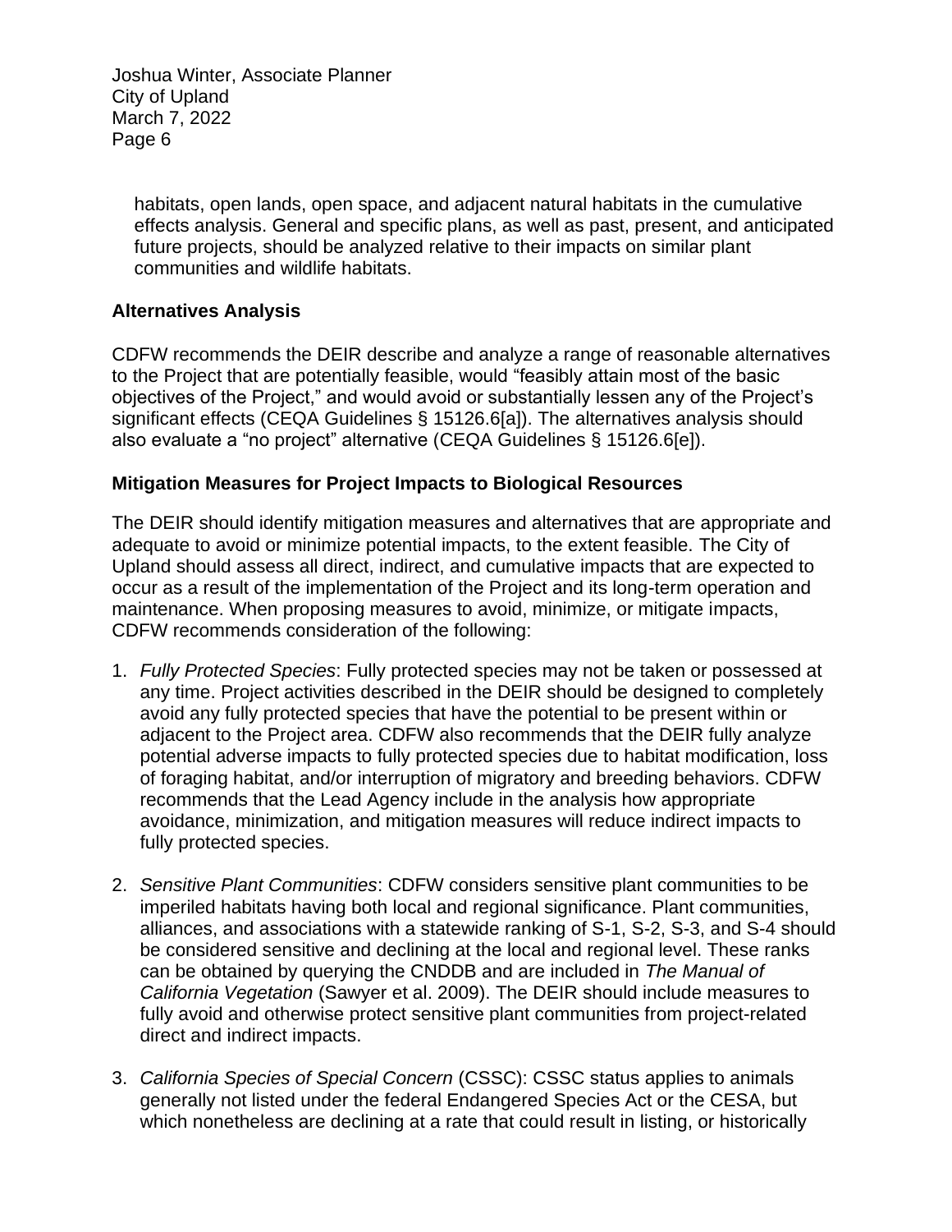habitats, open lands, open space, and adjacent natural habitats in the cumulative effects analysis. General and specific plans, as well as past, present, and anticipated future projects, should be analyzed relative to their impacts on similar plant communities and wildlife habitats.

**Alternatives Analysis**

CDFW recommends the DEIR describe and analyze a range of reasonable alternatives to the Project that are potentially feasible, would "feasibly attain most of the basic objectives of the Project," and would avoid or substantially lessen any of the Project's significant effects (CEQA Guidelines § 15126.6[a]). The alternatives analysis should also evaluate a "no project" alternative (CEQA Guidelines § 15126.6[e]).

**Mitigation Measures for Project Impacts to Biological Resources**

The DEIR should identify mitigation measures and alternatives that are appropriate and adequate to avoid or minimize potential impacts, to the extent feasible. The City of Upland should assess all direct, indirect, and cumulative impacts that are expected to occur as a result of the implementation of the Project and its long-term operation and maintenance. When proposing measures to avoid, minimize, or mitigate impacts, CDFW recommends consideration of the following:

1. *Fully Protected Species*: Fully protected species may not be taken or possessed at any time. Project activities described in the DEIR should be designed to completely avoid any fully protected species that have the potential to be present within or adjacent to the Project area. CDFW also recommends that the DEIR fully analyze potential adverse impacts to fully protected species due to habitat modification, loss of foraging habitat, and/or interruption of migratory and breeding behaviors. CDFW recommends that the Lead Agency include in the analysis how appropriate avoidance, minimization, and mitigation measures will reduce indirect impacts to fully protected species.

2. *Sensitive Plant Communities*: CDFW considers sensitive plant communities to be imperiled habitats having both local and regional significance. Plant communities, alliances, and associations with a statewide ranking of S-1, S-2, S-3, and S-4 should be considered sensitive and declining at the local and regional level. These ranks can be obtained by querying the CNDDB and are included in *The Manual of California Vegetation* (Sawyer et al. 2009). The DEIR should include measures to fully avoid and otherwise protect sensitive plant communities from project-related direct and indirect impacts.

3. *California Species of Special Concern* (CSSC): CSSC status applies to animals generally not listed under the federal Endangered Species Act or the CESA, but which nonetheless are declining at a rate that could result in listing, or historically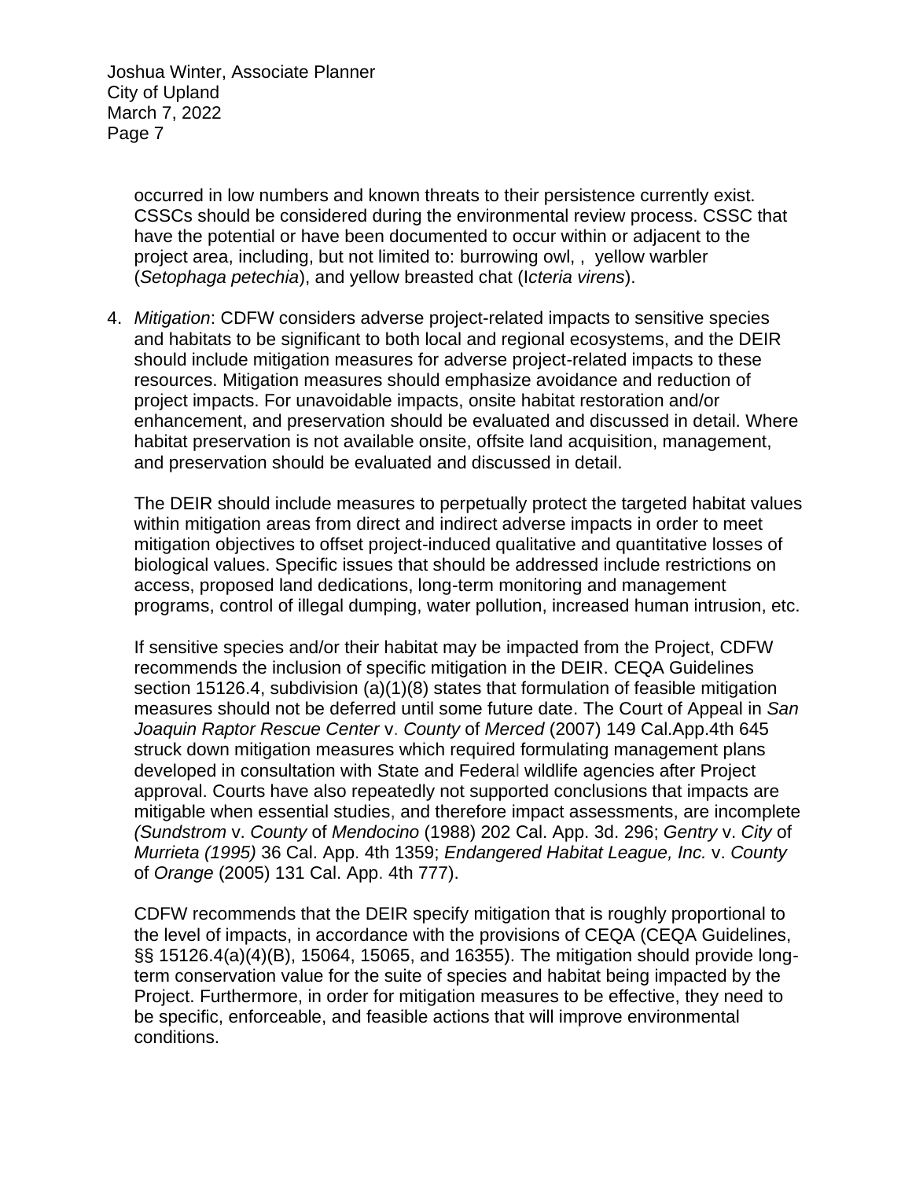occurred in low numbers and known threats to their persistence currently exist. CSSCs should be considered during the environmental review process. CSSC that have the potential or have been documented to occur within or adjacent to the project area, including, but not limited to: burrowing owl, , yellow warbler (*Setophaga petechia*), and yellow breasted chat (I*cteria virens*).

4. *Mitigation*: CDFW considers adverse project-related impacts to sensitive species and habitats to be significant to both local and regional ecosystems, and the DEIR should include mitigation measures for adverse project-related impacts to these resources. Mitigation measures should emphasize avoidance and reduction of project impacts. For unavoidable impacts, onsite habitat restoration and/or enhancement, and preservation should be evaluated and discussed in detail. Where habitat preservation is not available onsite, offsite land acquisition, management, and preservation should be evaluated and discussed in detail.

   The DEIR should include measures to perpetually protect the targeted habitat values within mitigation areas from direct and indirect adverse impacts in order to meet mitigation objectives to offset project-induced qualitative and quantitative losses of biological values. Specific issues that should be addressed include restrictions on access, proposed land dedications, long-term monitoring and management programs, control of illegal dumping, water pollution, increased human intrusion, etc.

   If sensitive species and/or their habitat may be impacted from the Project, CDFW recommends the inclusion of specific mitigation in the DEIR. CEQA Guidelines section 15126.4, subdivision (a)(1)(8) states that formulation of feasible mitigation measures should not be deferred until some future date. The Court of Appeal in *San Joaquin Raptor Rescue Center* v. *County* of *Merced* (2007) 149 Cal.App.4th 645 struck down mitigation measures which required formulating management plans developed in consultation with State and Federal wildlife agencies after Project approval. Courts have also repeatedly not supported conclusions that impacts are mitigable when essential studies, and therefore impact assessments, are incomplete *(Sundstrom* v. *County* of *Mendocino* (1988) 202 Cal. App. 3d. 296; *Gentry* v. *City* of *Murrieta (1995)* 36 Cal. App. 4th 1359; *Endangered Habitat League, Inc.* v. *County* of *Orange* (2005) 131 Cal. App. 4th 777).

   CDFW recommends that the DEIR specify mitigation that is roughly proportional to the level of impacts, in accordance with the provisions of CEQA (CEQA Guidelines, §§ 15126.4(a)(4)(B), 15064, 15065, and 16355). The mitigation should provide long-term conservation value for the suite of species and habitat being impacted by the Project. Furthermore, in order for mitigation measures to be effective, they need to be specific, enforceable, and feasible actions that will improve environmental conditions.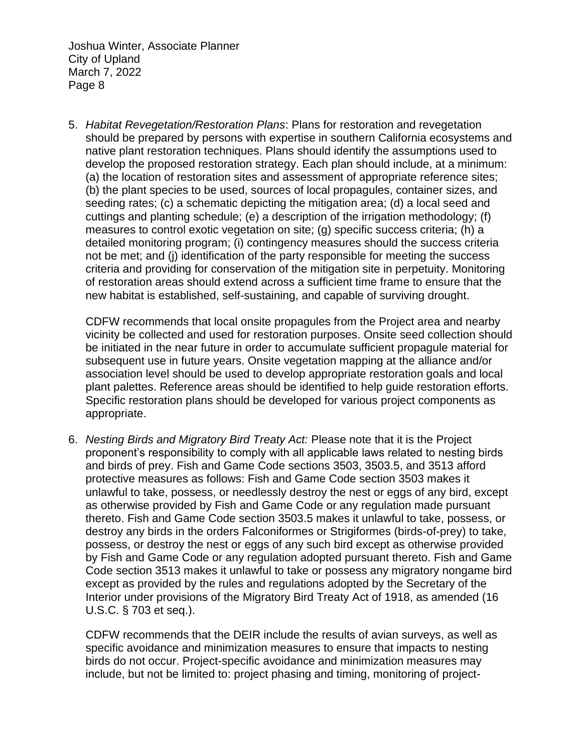5. *Habitat Revegetation/Restoration Plans*: Plans for restoration and revegetation should be prepared by persons with expertise in southern California ecosystems and native plant restoration techniques. Plans should identify the assumptions used to develop the proposed restoration strategy. Each plan should include, at a minimum: (a) the location of restoration sites and assessment of appropriate reference sites; (b) the plant species to be used, sources of local propagules, container sizes, and seeding rates; (c) a schematic depicting the mitigation area; (d) a local seed and cuttings and planting schedule; (e) a description of the irrigation methodology; (f) measures to control exotic vegetation on site; (g) specific success criteria; (h) a detailed monitoring program; (i) contingency measures should the success criteria not be met; and (j) identification of the party responsible for meeting the success criteria and providing for conservation of the mitigation site in perpetuity. Monitoring of restoration areas should extend across a sufficient time frame to ensure that the new habitat is established, self-sustaining, and capable of surviving drought.

   CDFW recommends that local onsite propagules from the Project area and nearby vicinity be collected and used for restoration purposes. Onsite seed collection should be initiated in the near future in order to accumulate sufficient propagule material for subsequent use in future years. Onsite vegetation mapping at the alliance and/or association level should be used to develop appropriate restoration goals and local plant palettes. Reference areas should be identified to help guide restoration efforts. Specific restoration plans should be developed for various project components as appropriate.

6. *Nesting Birds and Migratory Bird Treaty Act:* Please note that it is the Project proponent's responsibility to comply with all applicable laws related to nesting birds and birds of prey. Fish and Game Code sections 3503, 3503.5, and 3513 afford protective measures as follows: Fish and Game Code section 3503 makes it unlawful to take, possess, or needlessly destroy the nest or eggs of any bird, except as otherwise provided by Fish and Game Code or any regulation made pursuant thereto. Fish and Game Code section 3503.5 makes it unlawful to take, possess, or destroy any birds in the orders Falconiformes or Strigiformes (birds-of-prey) to take, possess, or destroy the nest or eggs of any such bird except as otherwise provided by Fish and Game Code or any regulation adopted pursuant thereto. Fish and Game Code section 3513 makes it unlawful to take or possess any migratory nongame bird except as provided by the rules and regulations adopted by the Secretary of the Interior under provisions of the Migratory Bird Treaty Act of 1918, as amended (16 U.S.C. § 703 et seq.).

   CDFW recommends that the DEIR include the results of avian surveys, as well as specific avoidance and minimization measures to ensure that impacts to nesting birds do not occur. Project-specific avoidance and minimization measures may include, but not be limited to: project phasing and timing, monitoring of project-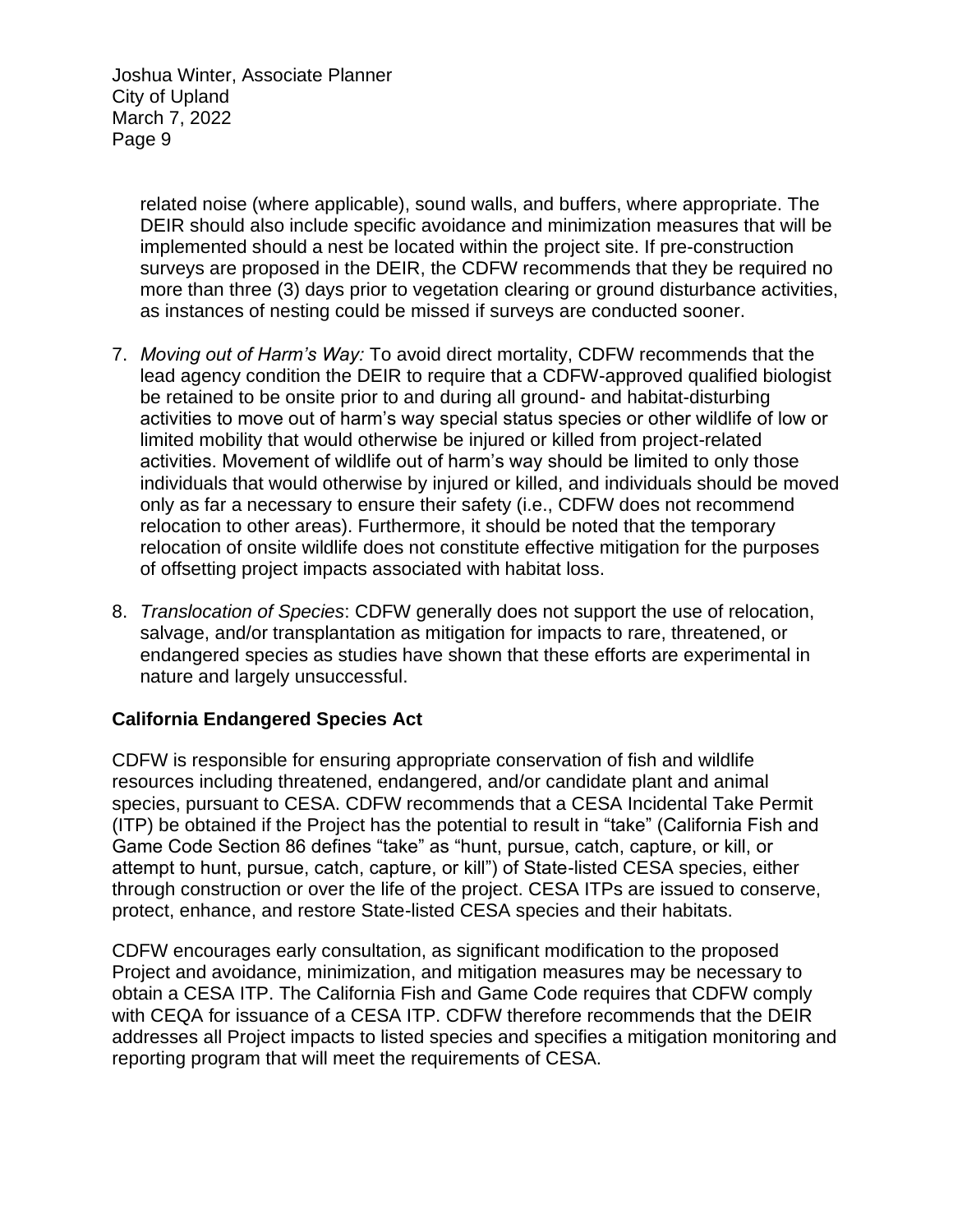related noise (where applicable), sound walls, and buffers, where appropriate. The DEIR should also include specific avoidance and minimization measures that will be implemented should a nest be located within the project site. If pre-construction surveys are proposed in the DEIR, the CDFW recommends that they be required no more than three (3) days prior to vegetation clearing or ground disturbance activities, as instances of nesting could be missed if surveys are conducted sooner.

7. *Moving out of Harm's Way:* To avoid direct mortality, CDFW recommends that the lead agency condition the DEIR to require that a CDFW-approved qualified biologist be retained to be onsite prior to and during all ground- and habitat-disturbing activities to move out of harm's way special status species or other wildlife of low or limited mobility that would otherwise be injured or killed from project-related activities. Movement of wildlife out of harm's way should be limited to only those individuals that would otherwise by injured or killed, and individuals should be moved only as far a necessary to ensure their safety (i.e., CDFW does not recommend relocation to other areas). Furthermore, it should be noted that the temporary relocation of onsite wildlife does not constitute effective mitigation for the purposes of offsetting project impacts associated with habitat loss.

8. *Translocation of Species*: CDFW generally does not support the use of relocation, salvage, and/or transplantation as mitigation for impacts to rare, threatened, or endangered species as studies have shown that these efforts are experimental in nature and largely unsuccessful.

**California Endangered Species Act**

CDFW is responsible for ensuring appropriate conservation of fish and wildlife resources including threatened, endangered, and/or candidate plant and animal species, pursuant to CESA. CDFW recommends that a CESA Incidental Take Permit (ITP) be obtained if the Project has the potential to result in "take" (California Fish and Game Code Section 86 defines "take" as "hunt, pursue, catch, capture, or kill, or attempt to hunt, pursue, catch, capture, or kill") of State-listed CESA species, either through construction or over the life of the project. CESA ITPs are issued to conserve, protect, enhance, and restore State-listed CESA species and their habitats.

CDFW encourages early consultation, as significant modification to the proposed Project and avoidance, minimization, and mitigation measures may be necessary to obtain a CESA ITP. The California Fish and Game Code requires that CDFW comply with CEQA for issuance of a CESA ITP. CDFW therefore recommends that the DEIR addresses all Project impacts to listed species and specifies a mitigation monitoring and reporting program that will meet the requirements of CESA.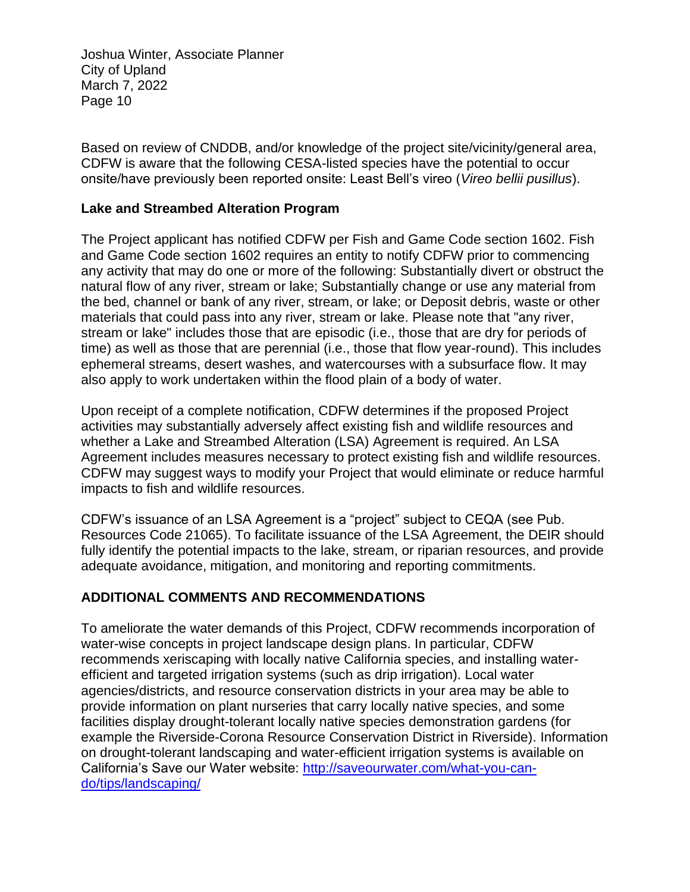Based on review of CNDDB, and/or knowledge of the project site/vicinity/general area, CDFW is aware that the following CESA-listed species have the potential to occur onsite/have previously been reported onsite: Least Bell's vireo (*Vireo bellii pusillus*).

**Lake and Streambed Alteration Program**

The Project applicant has notified CDFW per Fish and Game Code section 1602. Fish and Game Code section 1602 requires an entity to notify CDFW prior to commencing any activity that may do one or more of the following: Substantially divert or obstruct the natural flow of any river, stream or lake; Substantially change or use any material from the bed, channel or bank of any river, stream, or lake; or Deposit debris, waste or other materials that could pass into any river, stream or lake. Please note that "any river, stream or lake" includes those that are episodic (i.e., those that are dry for periods of time) as well as those that are perennial (i.e., those that flow year-round). This includes ephemeral streams, desert washes, and watercourses with a subsurface flow. It may also apply to work undertaken within the flood plain of a body of water.

Upon receipt of a complete notification, CDFW determines if the proposed Project activities may substantially adversely affect existing fish and wildlife resources and whether a Lake and Streambed Alteration (LSA) Agreement is required. An LSA Agreement includes measures necessary to protect existing fish and wildlife resources. CDFW may suggest ways to modify your Project that would eliminate or reduce harmful impacts to fish and wildlife resources.

CDFW's issuance of an LSA Agreement is a "project" subject to CEQA (see Pub. Resources Code 21065). To facilitate issuance of the LSA Agreement, the DEIR should fully identify the potential impacts to the lake, stream, or riparian resources, and provide adequate avoidance, mitigation, and monitoring and reporting commitments.

## ADDITIONAL COMMENTS AND RECOMMENDATIONS

To ameliorate the water demands of this Project, CDFW recommends incorporation of water-wise concepts in project landscape design plans. In particular, CDFW recommends xeriscaping with locally native California species, and installing water-efficient and targeted irrigation systems (such as drip irrigation). Local water agencies/districts, and resource conservation districts in your area may be able to provide information on plant nurseries that carry locally native species, and some facilities display drought-tolerant locally native species demonstration gardens (for example the Riverside-Corona Resource Conservation District in Riverside). Information on drought-tolerant landscaping and water-efficient irrigation systems is available on California's Save our Water website: [http://saveourwater.com/what-you-can-do/tips/landscaping/](http://saveourwater.com/what-you-can-do/tips/landscaping/)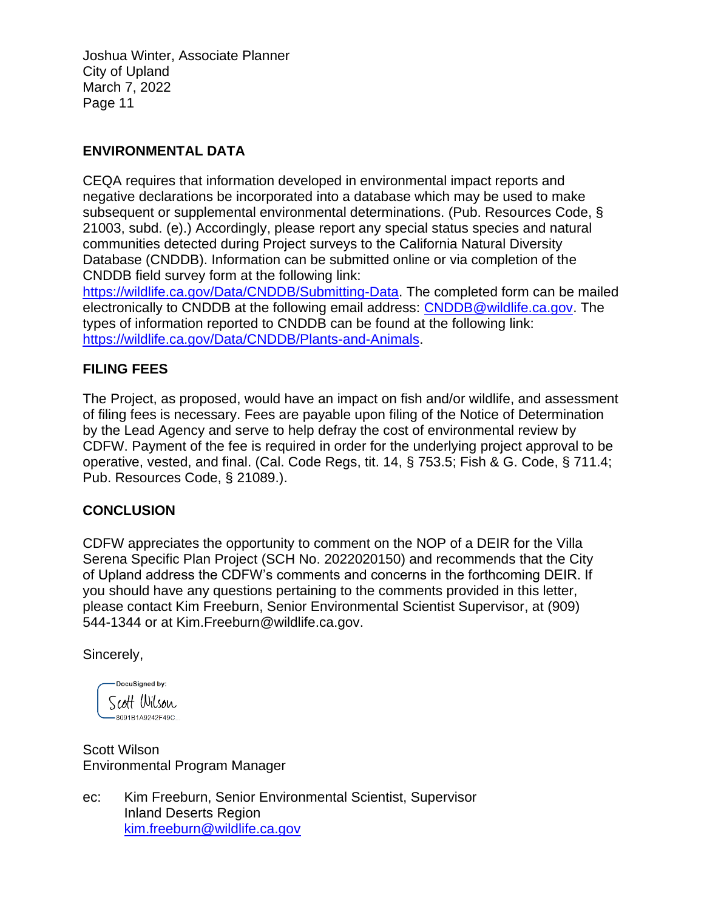## ENVIRONMENTAL DATA

CEQA requires that information developed in environmental impact reports and negative declarations be incorporated into a database which may be used to make subsequent or supplemental environmental determinations. (Pub. Resources Code, § 21003, subd. (e).) Accordingly, please report any special status species and natural communities detected during Project surveys to the California Natural Diversity Database (CNDDB). Information can be submitted online or via completion of the CNDDB field survey form at the following link: https://wildlife.ca.gov/Data/CNDDB/Submitting-Data. The completed form can be mailed electronically to CNDDB at the following email address: CNDDB@wildlife.ca.gov. The types of information reported to CNDDB can be found at the following link: https://wildlife.ca.gov/Data/CNDDB/Plants-and-Animals.

## FILING FEES

The Project, as proposed, would have an impact on fish and/or wildlife, and assessment of filing fees is necessary. Fees are payable upon filing of the Notice of Determination by the Lead Agency and serve to help defray the cost of environmental review by CDFW. Payment of the fee is required in order for the underlying project approval to be operative, vested, and final. (Cal. Code Regs, tit. 14, § 753.5; Fish & G. Code, § 711.4; Pub. Resources Code, § 21089.).

## CONCLUSION

CDFW appreciates the opportunity to comment on the NOP of a DEIR for the Villa Serena Specific Plan Project (SCH No. 2022020150) and recommends that the City of Upland address the CDFW's comments and concerns in the forthcoming DEIR. If you should have any questions pertaining to the comments provided in this letter, please contact Kim Freeburn, Senior Environmental Scientist Supervisor, at (909) 544-1344 or at Kim.Freeburn@wildlife.ca.gov.

Sincerely,

DocuSigned by:
Scott Wilson
8091B1A9242F49C...

Scott Wilson
Environmental Program Manager

ec: Kim Freeburn, Senior Environmental Scientist, Supervisor
Inland Deserts Region
kim.freeburn@wildlife.ca.gov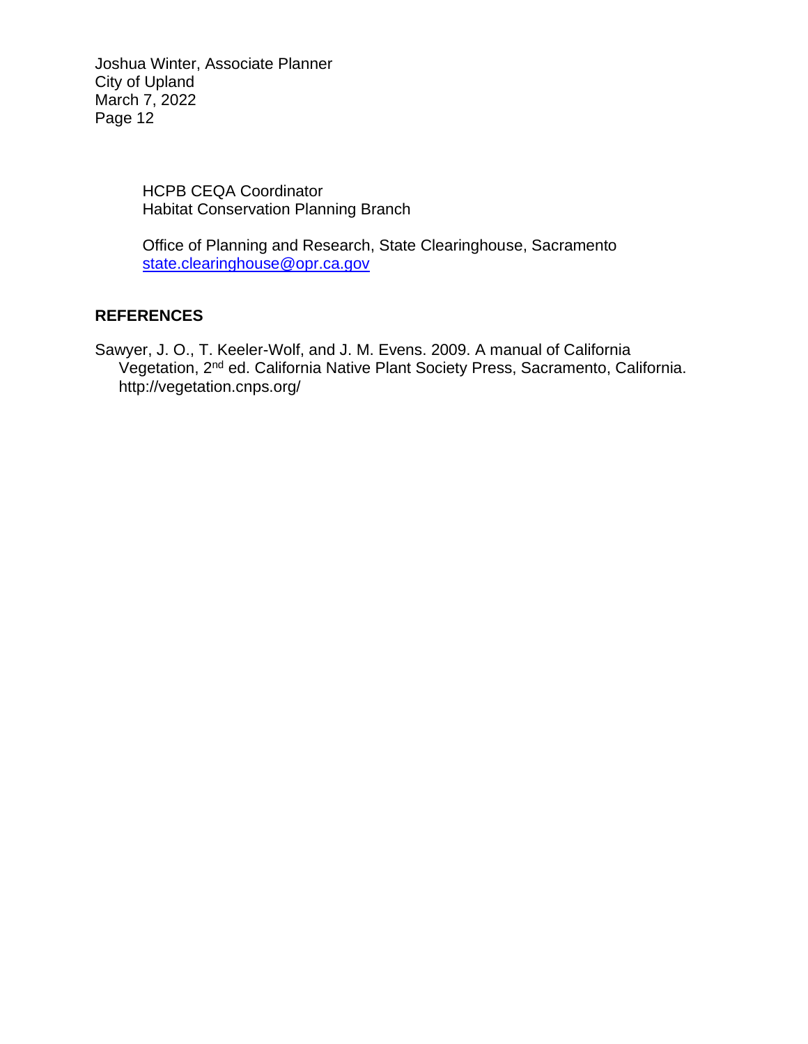HCPB CEQA Coordinator
Habitat Conservation Planning Branch

Office of Planning and Research, State Clearinghouse, Sacramento
[state.clearinghouse@opr.ca.gov](mailto:state.clearinghouse@opr.ca.gov)

## REFERENCES

Sawyer, J. O., T. Keeler-Wolf, and J. M. Evens. 2009. A manual of California Vegetation, 2nd ed. California Native Plant Society Press, Sacramento, California. http://vegetation.cnps.org/